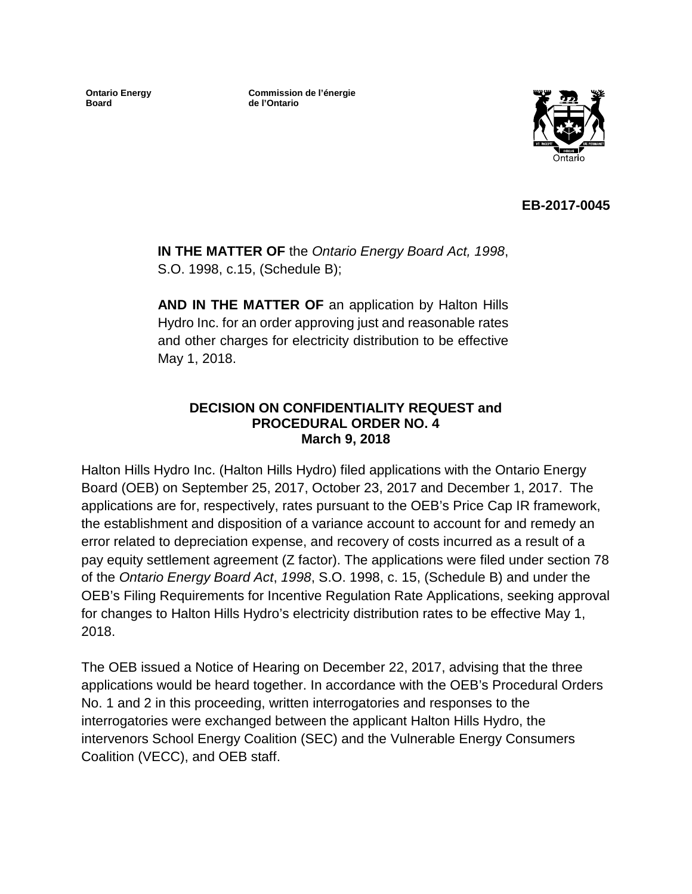Ontario Energy Board

Commission de l'énergie de l'Ontario

**EB-2017-0045**

**IN THE MATTER OF** the *Ontario Energy Board Act, 1998*, S.O. 1998, c.15, (Schedule B);

**AND IN THE MATTER OF** an application by Halton Hills Hydro Inc. for an order approving just and reasonable rates and other charges for electricity distribution to be effective May 1, 2018.

**DECISION ON CONFIDENTIALITY REQUEST and PROCEDURAL ORDER NO. 4**
**March 9, 2018**

Halton Hills Hydro Inc. (Halton Hills Hydro) filed applications with the Ontario Energy Board (OEB) on September 25, 2017, October 23, 2017 and December 1, 2017. The applications are for, respectively, rates pursuant to the OEB's Price Cap IR framework, the establishment and disposition of a variance account to account for and remedy an error related to depreciation expense, and recovery of costs incurred as a result of a pay equity settlement agreement (Z factor). The applications were filed under section 78 of the *Ontario Energy Board Act*, *1998*, S.O. 1998, c. 15, (Schedule B) and under the OEB's Filing Requirements for Incentive Regulation Rate Applications, seeking approval for changes to Halton Hills Hydro's electricity distribution rates to be effective May 1, 2018.

The OEB issued a Notice of Hearing on December 22, 2017, advising that the three applications would be heard together. In accordance with the OEB's Procedural Orders No. 1 and 2 in this proceeding, written interrogatories and responses to the interrogatories were exchanged between the applicant Halton Hills Hydro, the intervenors School Energy Coalition (SEC) and the Vulnerable Energy Consumers Coalition (VECC), and OEB staff.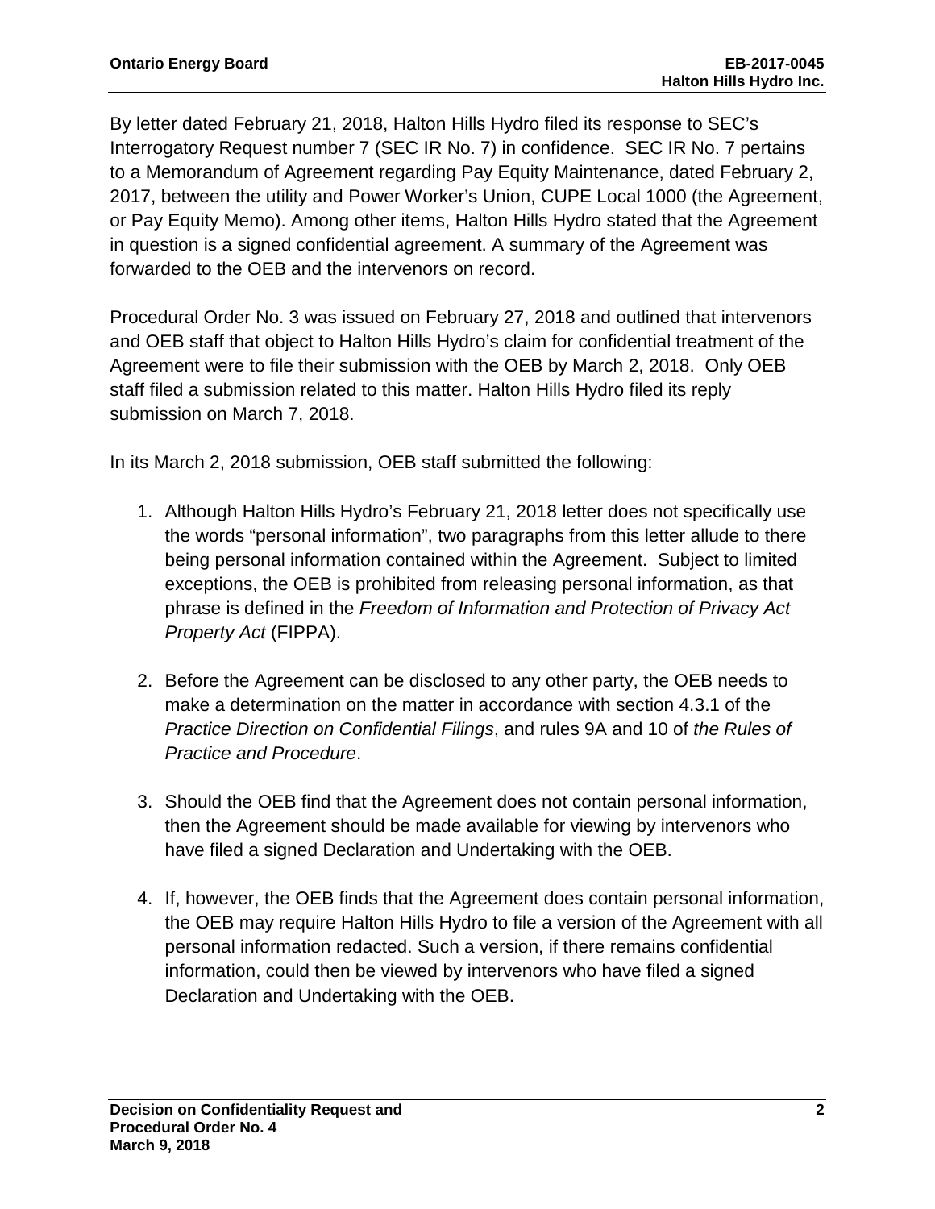By letter dated February 21, 2018, Halton Hills Hydro filed its response to SEC's Interrogatory Request number 7 (SEC IR No. 7) in confidence. SEC IR No. 7 pertains to a Memorandum of Agreement regarding Pay Equity Maintenance, dated February 2, 2017, between the utility and Power Worker's Union, CUPE Local 1000 (the Agreement, or Pay Equity Memo). Among other items, Halton Hills Hydro stated that the Agreement in question is a signed confidential agreement. A summary of the Agreement was forwarded to the OEB and the intervenors on record.

Procedural Order No. 3 was issued on February 27, 2018 and outlined that intervenors and OEB staff that object to Halton Hills Hydro's claim for confidential treatment of the Agreement were to file their submission with the OEB by March 2, 2018. Only OEB staff filed a submission related to this matter. Halton Hills Hydro filed its reply submission on March 7, 2018.

In its March 2, 2018 submission, OEB staff submitted the following:

1. Although Halton Hills Hydro's February 21, 2018 letter does not specifically use the words "personal information", two paragraphs from this letter allude to there being personal information contained within the Agreement. Subject to limited exceptions, the OEB is prohibited from releasing personal information, as that phrase is defined in the *Freedom of Information and Protection of Privacy Act Property Act* (FIPPA).

2. Before the Agreement can be disclosed to any other party, the OEB needs to make a determination on the matter in accordance with section 4.3.1 of the *Practice Direction on Confidential Filings*, and rules 9A and 10 of *the Rules of Practice and Procedure*.

3. Should the OEB find that the Agreement does not contain personal information, then the Agreement should be made available for viewing by intervenors who have filed a signed Declaration and Undertaking with the OEB.

4. If, however, the OEB finds that the Agreement does contain personal information, the OEB may require Halton Hills Hydro to file a version of the Agreement with all personal information redacted. Such a version, if there remains confidential information, could then be viewed by intervenors who have filed a signed Declaration and Undertaking with the OEB.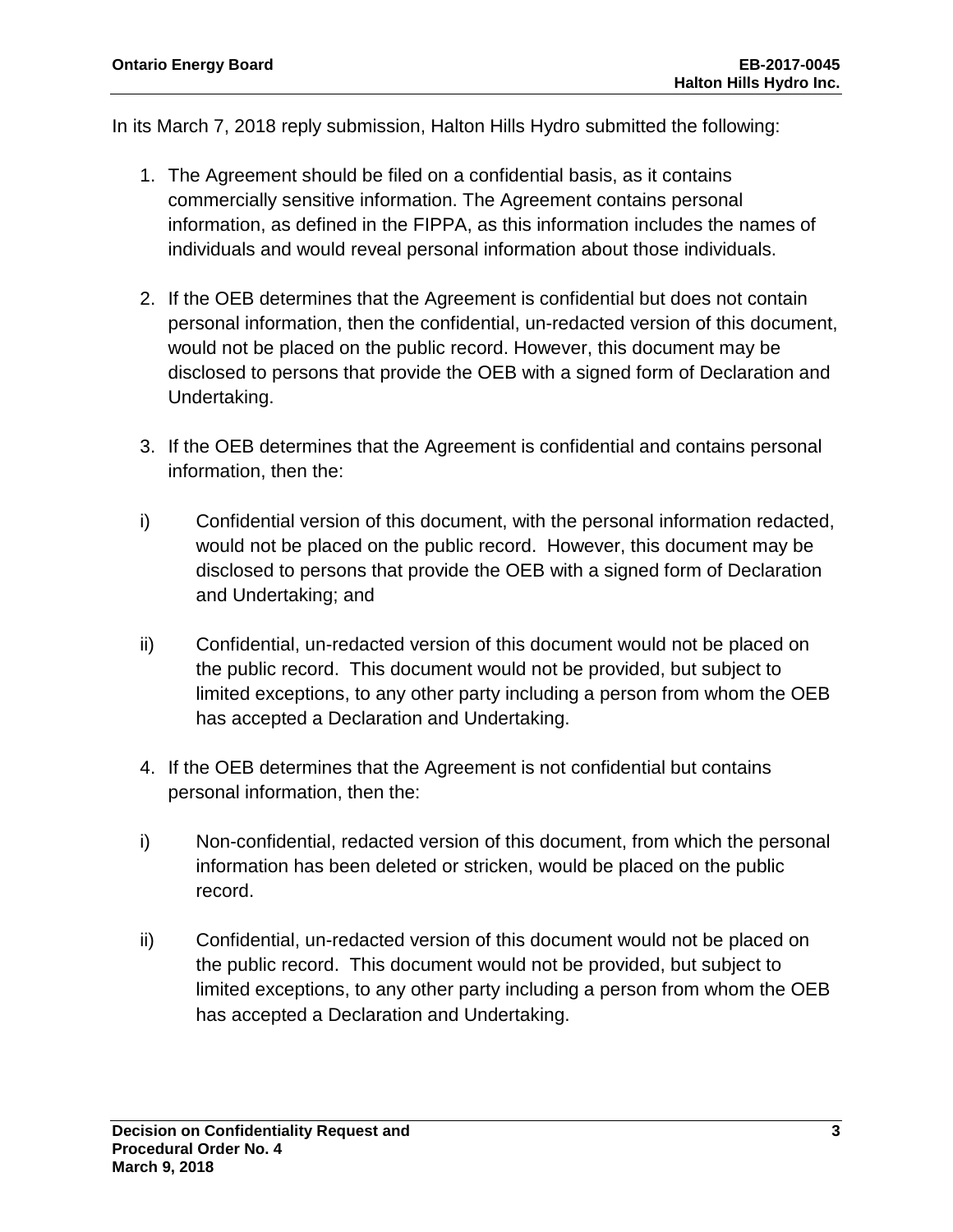In its March 7, 2018 reply submission, Halton Hills Hydro submitted the following:

1. The Agreement should be filed on a confidential basis, as it contains commercially sensitive information. The Agreement contains personal information, as defined in the FIPPA, as this information includes the names of individuals and would reveal personal information about those individuals.

2. If the OEB determines that the Agreement is confidential but does not contain personal information, then the confidential, un-redacted version of this document, would not be placed on the public record. However, this document may be disclosed to persons that provide the OEB with a signed form of Declaration and Undertaking.

3. If the OEB determines that the Agreement is confidential and contains personal information, then the:

   i) Confidential version of this document, with the personal information redacted, would not be placed on the public record. However, this document may be disclosed to persons that provide the OEB with a signed form of Declaration and Undertaking; and

   ii) Confidential, un-redacted version of this document would not be placed on the public record. This document would not be provided, but subject to limited exceptions, to any other party including a person from whom the OEB has accepted a Declaration and Undertaking.

4. If the OEB determines that the Agreement is not confidential but contains personal information, then the:

   i) Non-confidential, redacted version of this document, from which the personal information has been deleted or stricken, would be placed on the public record.

   ii) Confidential, un-redacted version of this document would not be placed on the public record. This document would not be provided, but subject to limited exceptions, to any other party including a person from whom the OEB has accepted a Declaration and Undertaking.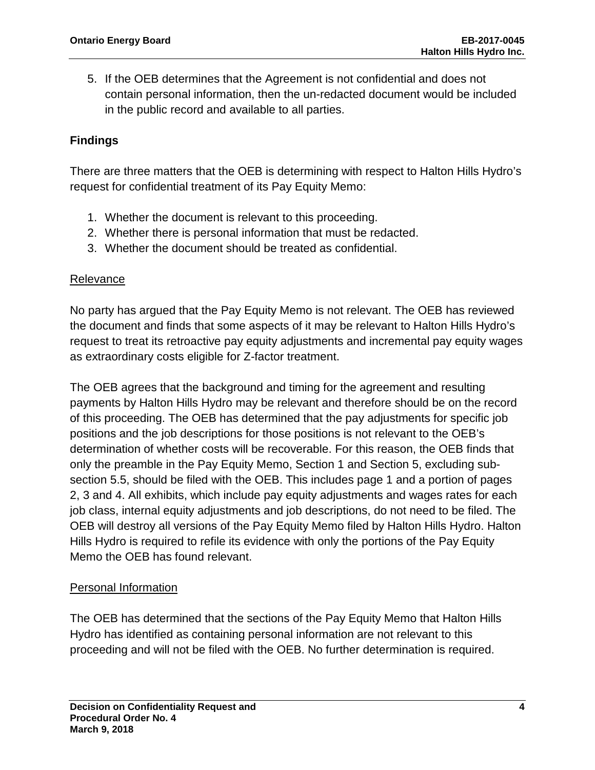5. If the OEB determines that the Agreement is not confidential and does not contain personal information, then the un-redacted document would be included in the public record and available to all parties.

## Findings

There are three matters that the OEB is determining with respect to Halton Hills Hydro's request for confidential treatment of its Pay Equity Memo:

1. Whether the document is relevant to this proceeding.
2. Whether there is personal information that must be redacted.
3. Whether the document should be treated as confidential.

### Relevance

No party has argued that the Pay Equity Memo is not relevant. The OEB has reviewed the document and finds that some aspects of it may be relevant to Halton Hills Hydro's request to treat its retroactive pay equity adjustments and incremental pay equity wages as extraordinary costs eligible for Z-factor treatment.

The OEB agrees that the background and timing for the agreement and resulting payments by Halton Hills Hydro may be relevant and therefore should be on the record of this proceeding. The OEB has determined that the pay adjustments for specific job positions and the job descriptions for those positions is not relevant to the OEB's determination of whether costs will be recoverable. For this reason, the OEB finds that only the preamble in the Pay Equity Memo, Section 1 and Section 5, excluding sub-section 5.5, should be filed with the OEB. This includes page 1 and a portion of pages 2, 3 and 4. All exhibits, which include pay equity adjustments and wages rates for each job class, internal equity adjustments and job descriptions, do not need to be filed. The OEB will destroy all versions of the Pay Equity Memo filed by Halton Hills Hydro. Halton Hills Hydro is required to refile its evidence with only the portions of the Pay Equity Memo the OEB has found relevant.

### Personal Information

The OEB has determined that the sections of the Pay Equity Memo that Halton Hills Hydro has identified as containing personal information are not relevant to this proceeding and will not be filed with the OEB. No further determination is required.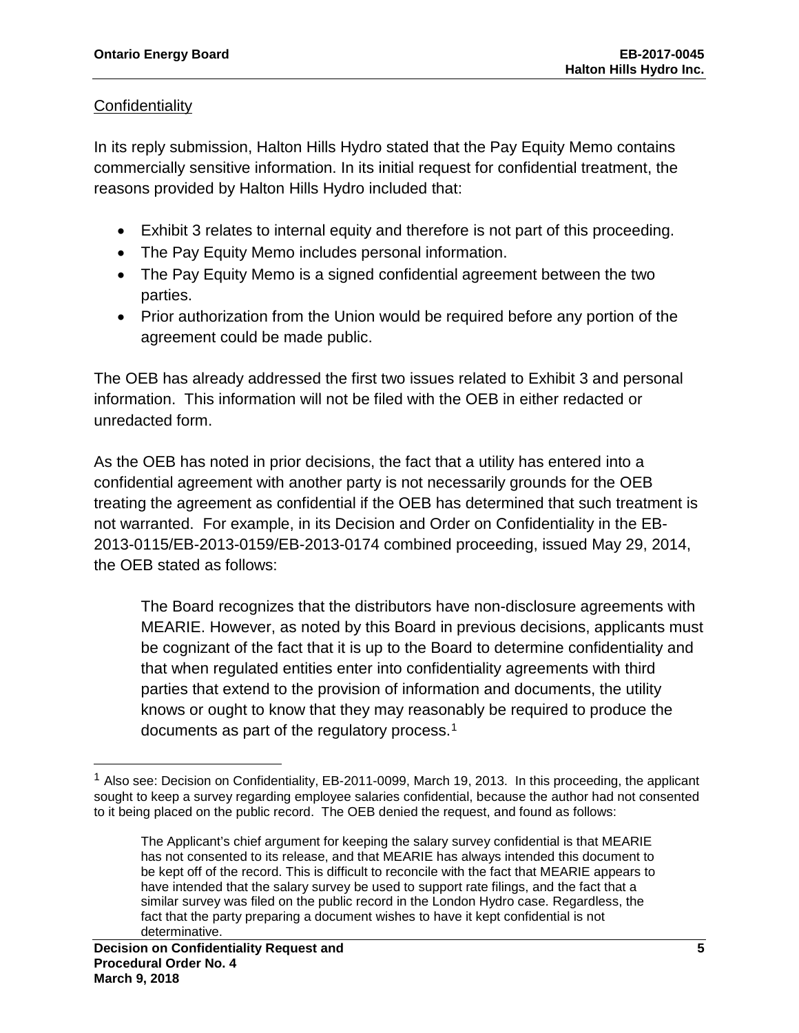## Confidentiality

In its reply submission, Halton Hills Hydro stated that the Pay Equity Memo contains commercially sensitive information. In its initial request for confidential treatment, the reasons provided by Halton Hills Hydro included that:

- Exhibit 3 relates to internal equity and therefore is not part of this proceeding.
- The Pay Equity Memo includes personal information.
- The Pay Equity Memo is a signed confidential agreement between the two parties.
- Prior authorization from the Union would be required before any portion of the agreement could be made public.

The OEB has already addressed the first two issues related to Exhibit 3 and personal information. This information will not be filed with the OEB in either redacted or unredacted form.

As the OEB has noted in prior decisions, the fact that a utility has entered into a confidential agreement with another party is not necessarily grounds for the OEB treating the agreement as confidential if the OEB has determined that such treatment is not warranted. For example, in its Decision and Order on Confidentiality in the EB-2013-0115/EB-2013-0159/EB-2013-0174 combined proceeding, issued May 29, 2014, the OEB stated as follows:

> The Board recognizes that the distributors have non-disclosure agreements with MEARIE. However, as noted by this Board in previous decisions, applicants must be cognizant of the fact that it is up to the Board to determine confidentiality and that when regulated entities enter into confidentiality agreements with third parties that extend to the provision of information and documents, the utility knows or ought to know that they may reasonably be required to produce the documents as part of the regulatory process.[1]

---

[1] Also see: Decision on Confidentiality, EB-2011-0099, March 19, 2013. In this proceeding, the applicant sought to keep a survey regarding employee salaries confidential, because the author had not consented to it being placed on the public record. The OEB denied the request, and found as follows:

> The Applicant's chief argument for keeping the salary survey confidential is that MEARIE has not consented to its release, and that MEARIE has always intended this document to be kept off of the record. This is difficult to reconcile with the fact that MEARIE appears to have intended that the salary survey be used to support rate filings, and the fact that a similar survey was filed on the public record in the London Hydro case. Regardless, the fact that the party preparing a document wishes to have it kept confidential is not determinative.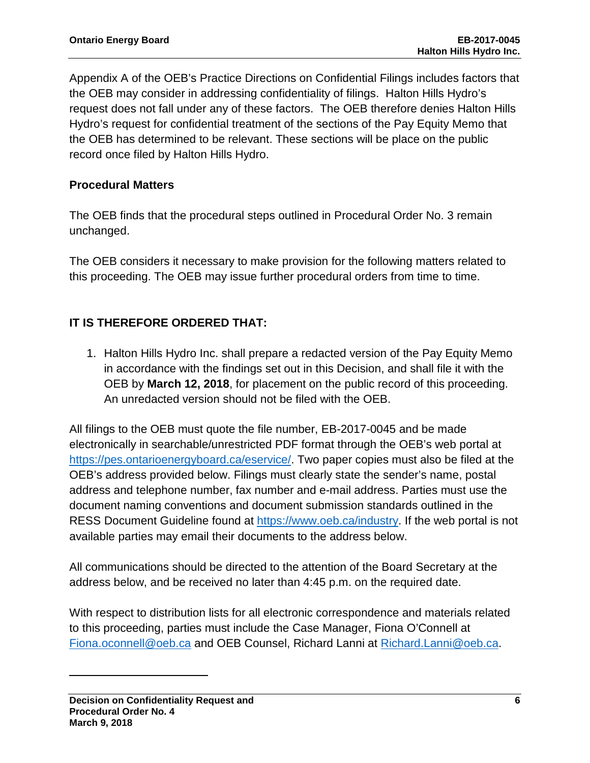Appendix A of the OEB's Practice Directions on Confidential Filings includes factors that the OEB may consider in addressing confidentiality of filings. Halton Hills Hydro's request does not fall under any of these factors. The OEB therefore denies Halton Hills Hydro's request for confidential treatment of the sections of the Pay Equity Memo that the OEB has determined to be relevant. These sections will be place on the public record once filed by Halton Hills Hydro.

## Procedural Matters

The OEB finds that the procedural steps outlined in Procedural Order No. 3 remain unchanged.

The OEB considers it necessary to make provision for the following matters related to this proceeding. The OEB may issue further procedural orders from time to time.

## IT IS THEREFORE ORDERED THAT:

1. Halton Hills Hydro Inc. shall prepare a redacted version of the Pay Equity Memo in accordance with the findings set out in this Decision, and shall file it with the OEB by **March 12, 2018**, for placement on the public record of this proceeding. An unredacted version should not be filed with the OEB.

All filings to the OEB must quote the file number, EB-2017-0045 and be made electronically in searchable/unrestricted PDF format through the OEB's web portal at https://pes.ontarioenergyboard.ca/eservice/. Two paper copies must also be filed at the OEB's address provided below. Filings must clearly state the sender's name, postal address and telephone number, fax number and e-mail address. Parties must use the document naming conventions and document submission standards outlined in the RESS Document Guideline found at https://www.oeb.ca/industry. If the web portal is not available parties may email their documents to the address below.

All communications should be directed to the attention of the Board Secretary at the address below, and be received no later than 4:45 p.m. on the required date.

With respect to distribution lists for all electronic correspondence and materials related to this proceeding, parties must include the Case Manager, Fiona O'Connell at Fiona.oconnell@oeb.ca and OEB Counsel, Richard Lanni at Richard.Lanni@oeb.ca.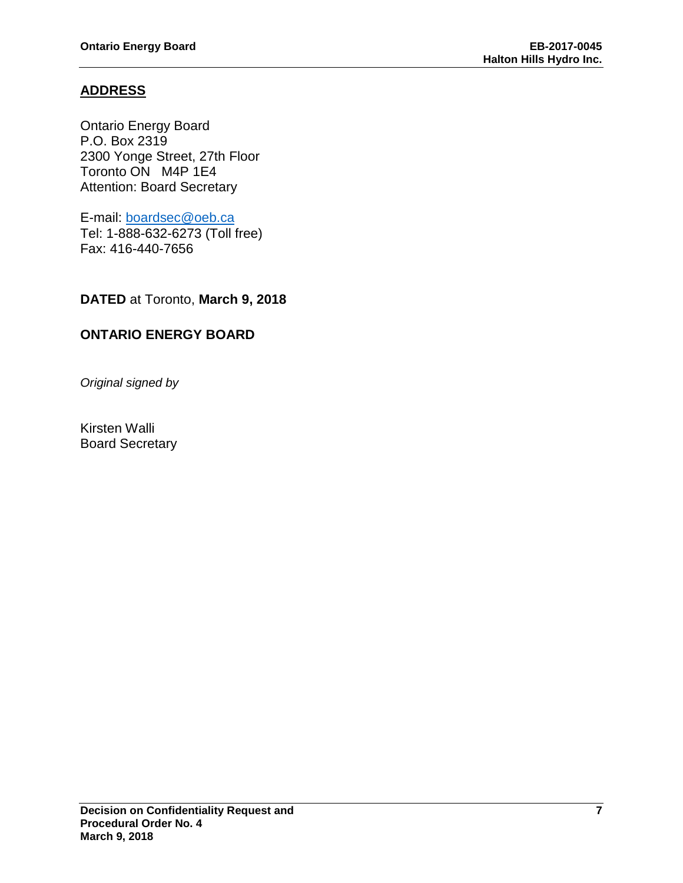## ADDRESS

Ontario Energy Board
P.O. Box 2319
2300 Yonge Street, 27th Floor
Toronto ON M4P 1E4
Attention: Board Secretary

E-mail: boardsec@oeb.ca
Tel: 1-888-632-6273 (Toll free)
Fax: 416-440-7656

**DATED** at Toronto, **March 9, 2018**

**ONTARIO ENERGY BOARD**

*Original signed by*

Kirsten Walli
Board Secretary